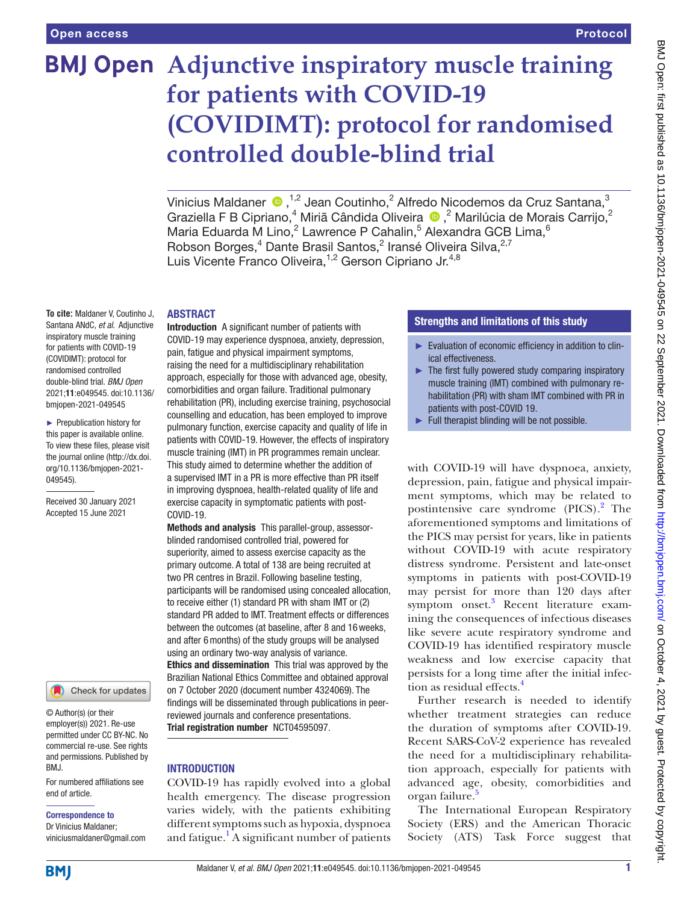# Adjunctive inspiratory muscle training for patients with COVID-19 (COVIDIMT): protocol for randomised controlled double-blind trial

Vinicius Maldaner,[1,2] Jean Coutinho,[2] Alfredo Nicodemos da Cruz Santana,[3] Graziella F B Cipriano,[4] Miriã Cândida Oliveira,[2] Marilúcia de Morais Carrijo,[2] Maria Eduarda M Lino,[2] Lawrence P Cahalin,[5] Alexandra GCB Lima,[6] Robson Borges,[4] Dante Brasil Santos,[2] Iransé Oliveira Silva,[2,7] Luis Vicente Franco Oliveira,[1,2] Gerson Cipriano Jr.[4,8]

**To cite:** Maldaner V, Coutinho J, Santana ANdC, *et al*. Adjunctive inspiratory muscle training for patients with COVID-19 (COVIDIMT): protocol for randomised controlled double-blind trial. *BMJ Open* 2021;**11**:e049545. doi:10.1136/bmjopen-2021-049545

► Prepublication history for this paper is available online. To view these files, please visit the journal online (http://dx.doi.org/10.1136/bmjopen-2021-049545).

Received 30 January 2021
Accepted 15 June 2021

© Author(s) (or their employer(s)) 2021. Re-use permitted under CC BY-NC. No commercial re-use. See rights and permissions. Published by BMJ.

For numbered affiliations see end of article.

**Correspondence to**
Dr Vinicius Maldaner;
viniciusmaldaner@gmail.com

## ABSTRACT

**Introduction** A significant number of patients with COVID-19 may experience dyspnoea, anxiety, depression, pain, fatigue and physical impairment symptoms, raising the need for a multidisciplinary rehabilitation approach, especially for those with advanced age, obesity, comorbidities and organ failure. Traditional pulmonary rehabilitation (PR), including exercise training, psychosocial counselling and education, has been employed to improve pulmonary function, exercise capacity and quality of life in patients with COVID-19. However, the effects of inspiratory muscle training (IMT) in PR programmes remain unclear. This study aimed to determine whether the addition of a supervised IMT in a PR is more effective than PR itself in improving dyspnoea, health-related quality of life and exercise capacity in symptomatic patients with post-COVID-19.

**Methods and analysis** This parallel-group, assessor-blinded randomised controlled trial, powered for superiority, aimed to assess exercise capacity as the primary outcome. A total of 138 are being recruited at two PR centres in Brazil. Following baseline testing, participants will be randomised using concealed allocation, to receive either (1) standard PR with sham IMT or (2) standard PR added to IMT. Treatment effects or differences between the outcomes (at baseline, after 8 and 16 weeks, and after 6 months) of the study groups will be analysed using an ordinary two-way analysis of variance.

**Ethics and dissemination** This trial was approved by the Brazilian National Ethics Committee and obtained approval on 7 October 2020 (document number 4324069). The findings will be disseminated through publications in peer-reviewed journals and conference presentations.

**Trial registration number** NCT04595097.

## Strengths and limitations of this study

- ► Evaluation of economic efficiency in addition to clinical effectiveness.
- ► The first fully powered study comparing inspiratory muscle training (IMT) combined with pulmonary rehabilitation (PR) with sham IMT combined with PR in patients with post-COVID 19.
- ► Full therapist blinding will be not possible.

## INTRODUCTION

COVID-19 has rapidly evolved into a global health emergency. The disease progression varies widely, with the patients exhibiting different symptoms such as hypoxia, dyspnoea and fatigue.[1] A significant number of patients with COVID-19 will have dyspnoea, anxiety, depression, pain, fatigue and physical impairment symptoms, which may be related to postintensive care syndrome (PICS).[2] The aforementioned symptoms and limitations of the PICS may persist for years, like in patients without COVID-19 with acute respiratory distress syndrome. Persistent and late-onset symptoms in patients with post-COVID-19 may persist for more than 120 days after symptom onset.[3] Recent literature examining the consequences of infectious diseases like severe acute respiratory syndrome and COVID-19 has identified respiratory muscle weakness and low exercise capacity that persists for a long time after the initial infection as residual effects.[4]

Further research is needed to identify whether treatment strategies can reduce the duration of symptoms after COVID-19. Recent SARS-CoV-2 experience has revealed the need for a multidisciplinary rehabilitation approach, especially for patients with advanced age, obesity, comorbidities and organ failure.[5]

The International European Respiratory Society (ERS) and the American Thoracic Society (ATS) Task Force suggest that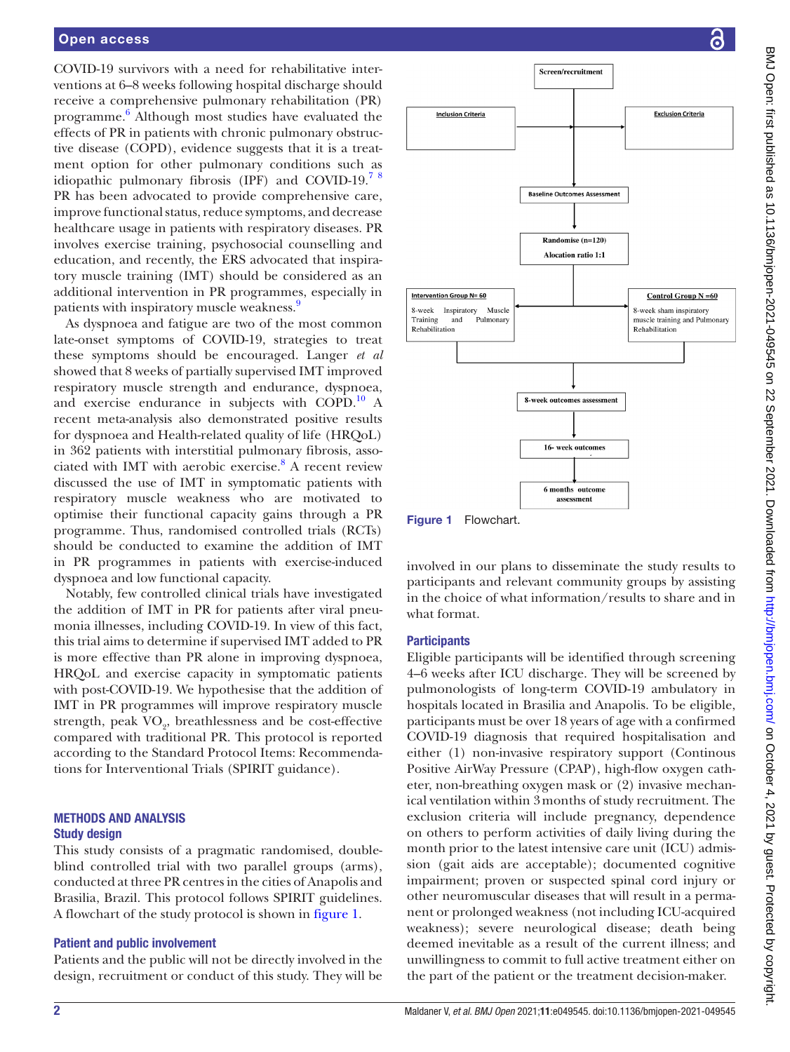COVID-19 survivors with a need for rehabilitative interventions at 6–8 weeks following hospital discharge should receive a comprehensive pulmonary rehabilitation (PR) programme.[6] Although most studies have evaluated the effects of PR in patients with chronic pulmonary obstructive disease (COPD), evidence suggests that it is a treatment option for other pulmonary conditions such as idiopathic pulmonary fibrosis (IPF) and COVID-19.[7 8] PR has been advocated to provide comprehensive care, improve functional status, reduce symptoms, and decrease healthcare usage in patients with respiratory diseases. PR involves exercise training, psychosocial counselling and education, and recently, the ERS advocated that inspiratory muscle training (IMT) should be considered as an additional intervention in PR programmes, especially in patients with inspiratory muscle weakness.[9]

As dyspnoea and fatigue are two of the most common late-onset symptoms of COVID-19, strategies to treat these symptoms should be encouraged. Langer *et al* showed that 8 weeks of partially supervised IMT improved respiratory muscle strength and endurance, dyspnoea, and exercise endurance in subjects with COPD.[10] A recent meta-analysis also demonstrated positive results for dyspnoea and Health-related quality of life (HRQoL) in 362 patients with interstitial pulmonary fibrosis, associated with IMT with aerobic exercise.[8] A recent review discussed the use of IMT in symptomatic patients with respiratory muscle weakness who are motivated to optimise their functional capacity gains through a PR programme. Thus, randomised controlled trials (RCTs) should be conducted to examine the addition of IMT in PR programmes in patients with exercise-induced dyspnoea and low functional capacity.

Notably, few controlled clinical trials have investigated the addition of IMT in PR for patients after viral pneumonia illnesses, including COVID-19. In view of this fact, this trial aims to determine if supervised IMT added to PR is more effective than PR alone in improving dyspnoea, HRQoL and exercise capacity in symptomatic patients with post-COVID-19. We hypothesise that the addition of IMT in PR programmes will improve respiratory muscle strength, peak $VO_2$, breathlessness and be cost-effective compared with traditional PR. This protocol is reported according to the Standard Protocol Items: Recommendations for Interventional Trials (SPIRIT guidance).

## METHODS AND ANALYSIS

### Study design

This study consists of a pragmatic randomised, double-blind controlled trial with two parallel groups (arms), conducted at three PR centres in the cities of Anapolis and Brasilia, Brazil. This protocol follows SPIRIT guidelines. A flowchart of the study protocol is shown in figure 1.

### Patient and public involvement

Patients and the public will not be directly involved in the design, recruitment or conduct of this study. They will be involved in our plans to disseminate the study results to participants and relevant community groups by assisting in the choice of what information/results to share and in what format.

Screen/recruitment

Inclusion Criteria | Exclusion Criteria

Baseline Outcomes Assessment

Randomise (n=120)
Alocation ratio 1:1

Intervention Group N= 60
8-week Inspiratory Muscle Training and Pulmonary Rehabilitation

Control Group N =60
8-week sham inspiratory muscle training and Pulmonary Rehabilitation

8-week outcomes assessment

16- week outcomes

6 months outcome assessment

Figure 1 Flowchart.

### Participants

Eligible participants will be identified through screening 4–6 weeks after ICU discharge. They will be screened by pulmonologists of long-term COVID-19 ambulatory in hospitals located in Brasilia and Anapolis. To be eligible, participants must be over 18 years of age with a confirmed COVID-19 diagnosis that required hospitalisation and either (1) non-invasive respiratory support (Continous Positive AirWay Pressure (CPAP), high-flow oxygen catheter, non-breathing oxygen mask or (2) invasive mechanical ventilation within 3 months of study recruitment. The exclusion criteria will include pregnancy, dependence on others to perform activities of daily living during the month prior to the latest intensive care unit (ICU) admission (gait aids are acceptable); documented cognitive impairment; proven or suspected spinal cord injury or other neuromuscular diseases that will result in a permanent or prolonged weakness (not including ICU-acquired weakness); severe neurological disease; death being deemed inevitable as a result of the current illness; and unwillingness to commit to full active treatment either on the part of the patient or the treatment decision-maker.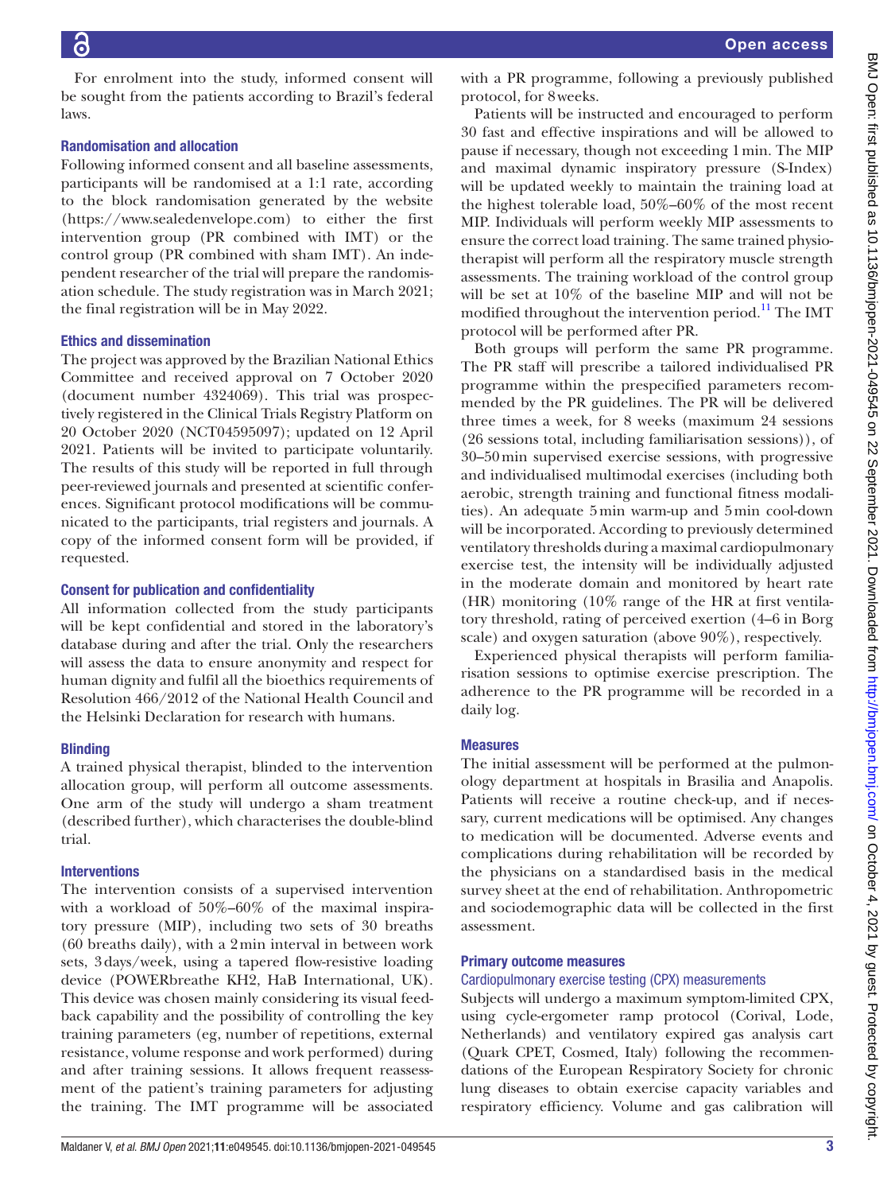For enrolment into the study, informed consent will be sought from the patients according to Brazil's federal laws.

### Randomisation and allocation

Following informed consent and all baseline assessments, participants will be randomised at a 1:1 rate, according to the block randomisation generated by the website (https://www.sealedenvelope.com) to either the first intervention group (PR combined with IMT) or the control group (PR combined with sham IMT). An independent researcher of the trial will prepare the randomisation schedule. The study registration was in March 2021; the final registration will be in May 2022.

### Ethics and dissemination

The project was approved by the Brazilian National Ethics Committee and received approval on 7 October 2020 (document number 4324069). This trial was prospectively registered in the Clinical Trials Registry Platform on 20 October 2020 (NCT04595097); updated on 12 April 2021. Patients will be invited to participate voluntarily. The results of this study will be reported in full through peer-reviewed journals and presented at scientific conferences. Significant protocol modifications will be communicated to the participants, trial registers and journals. A copy of the informed consent form will be provided, if requested.

### Consent for publication and confidentiality

All information collected from the study participants will be kept confidential and stored in the laboratory's database during and after the trial. Only the researchers will assess the data to ensure anonymity and respect for human dignity and fulfil all the bioethics requirements of Resolution 466/2012 of the National Health Council and the Helsinki Declaration for research with humans.

### Blinding

A trained physical therapist, blinded to the intervention allocation group, will perform all outcome assessments. One arm of the study will undergo a sham treatment (described further), which characterises the double-blind trial.

### Interventions

The intervention consists of a supervised intervention with a workload of 50%–60% of the maximal inspiratory pressure (MIP), including two sets of 30 breaths (60 breaths daily), with a 2 min interval in between work sets, 3 days/week, using a tapered flow-resistive loading device (POWERbreathe KH2, HaB International, UK). This device was chosen mainly considering its visual feedback capability and the possibility of controlling the key training parameters (eg, number of repetitions, external resistance, volume response and work performed) during and after training sessions. It allows frequent reassessment of the patient's training parameters for adjusting the training. The IMT programme will be associated with a PR programme, following a previously published protocol, for 8 weeks.

Patients will be instructed and encouraged to perform 30 fast and effective inspirations and will be allowed to pause if necessary, though not exceeding 1 min. The MIP and maximal dynamic inspiratory pressure (S-Index) will be updated weekly to maintain the training load at the highest tolerable load, 50%–60% of the most recent MIP. Individuals will perform weekly MIP assessments to ensure the correct load training. The same trained physiotherapist will perform all the respiratory muscle strength assessments. The training workload of the control group will be set at 10% of the baseline MIP and will not be modified throughout the intervention period.[11] The IMT protocol will be performed after PR.

Both groups will perform the same PR programme. The PR staff will prescribe a tailored individualised PR programme within the prespecified parameters recommended by the PR guidelines. The PR will be delivered three times a week, for 8 weeks (maximum 24 sessions (26 sessions total, including familiarisation sessions)), of 30–50 min supervised exercise sessions, with progressive and individualised multimodal exercises (including both aerobic, strength training and functional fitness modalities). An adequate 5 min warm-up and 5 min cool-down will be incorporated. According to previously determined ventilatory thresholds during a maximal cardiopulmonary exercise test, the intensity will be individually adjusted in the moderate domain and monitored by heart rate (HR) monitoring (10% range of the HR at first ventilatory threshold, rating of perceived exertion (4–6 in Borg scale) and oxygen saturation (above 90%), respectively.

Experienced physical therapists will perform familiarisation sessions to optimise exercise prescription. The adherence to the PR programme will be recorded in a daily log.

### Measures

The initial assessment will be performed at the pulmonology department at hospitals in Brasilia and Anapolis. Patients will receive a routine check-up, and if necessary, current medications will be optimised. Any changes to medication will be documented. Adverse events and complications during rehabilitation will be recorded by the physicians on a standardised basis in the medical survey sheet at the end of rehabilitation. Anthropometric and sociodemographic data will be collected in the first assessment.

### Primary outcome measures

#### Cardiopulmonary exercise testing (CPX) measurements

Subjects will undergo a maximum symptom-limited CPX, using cycle-ergometer ramp protocol (Corival, Lode, Netherlands) and ventilatory expired gas analysis cart (Quark CPET, Cosmed, Italy) following the recommendations of the European Respiratory Society for chronic lung diseases to obtain exercise capacity variables and respiratory efficiency. Volume and gas calibration will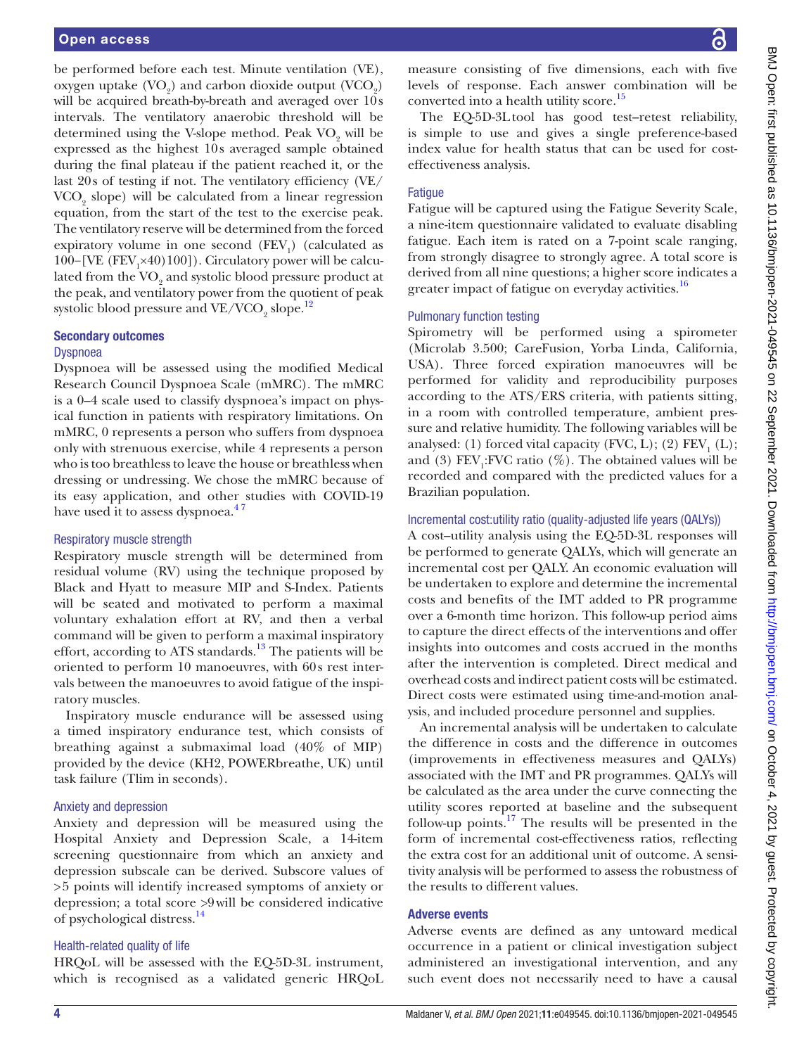be performed before each test. Minute ventilation (VE), oxygen uptake ($VO_2$) and carbon dioxide output ($VCO_2$) will be acquired breath-by-breath and averaged over 10s intervals. The ventilatory anaerobic threshold will be determined using the V-slope method. Peak $VO_2$ will be expressed as the highest 10s averaged sample obtained during the final plateau if the patient reached it, or the last 20s of testing if not. The ventilatory efficiency (VE/$VCO_2$ slope) will be calculated from a linear regression equation, from the start of the test to the exercise peak. The ventilatory reserve will be determined from the forced expiratory volume in one second ($FEV_1$) (calculated as 100–[VE ($FEV_1$×40)100]). Circulatory power will be calculated from the $VO_2$ and systolic blood pressure product at the peak, and ventilatory power from the quotient of peak systolic blood pressure and VE/$VCO_2$ slope.[12]

### Secondary outcomes

#### Dyspnoea

Dyspnoea will be assessed using the modified Medical Research Council Dyspnoea Scale (mMRC). The mMRC is a 0–4 scale used to classify dyspnoea's impact on physical function in patients with respiratory limitations. On mMRC, 0 represents a person who suffers from dyspnoea only with strenuous exercise, while 4 represents a person who is too breathless to leave the house or breathless when dressing or undressing. We chose the mMRC because of its easy application, and other studies with COVID-19 have used it to assess dyspnoea.[4 7]

#### Respiratory muscle strength

Respiratory muscle strength will be determined from residual volume (RV) using the technique proposed by Black and Hyatt to measure MIP and S-Index. Patients will be seated and motivated to perform a maximal voluntary exhalation effort at RV, and then a verbal command will be given to perform a maximal inspiratory effort, according to ATS standards.[13] The patients will be oriented to perform 10 manoeuvres, with 60s rest intervals between the manoeuvres to avoid fatigue of the inspiratory muscles.

Inspiratory muscle endurance will be assessed using a timed inspiratory endurance test, which consists of breathing against a submaximal load (40% of MIP) provided by the device (KH2, POWERbreathe, UK) until task failure (Tlim in seconds).

#### Anxiety and depression

Anxiety and depression will be measured using the Hospital Anxiety and Depression Scale, a 14-item screening questionnaire from which an anxiety and depression subscale can be derived. Subscore values of >5 points will identify increased symptoms of anxiety or depression; a total score >9 will be considered indicative of psychological distress.[14]

#### Health-related quality of life

HRQoL will be assessed with the EQ-5D-3L instrument, which is recognised as a validated generic HRQoL measure consisting of five dimensions, each with five levels of response. Each answer combination will be converted into a health utility score.[15]

The EQ-5D-3L tool has good test–retest reliability, is simple to use and gives a single preference-based index value for health status that can be used for cost-effectiveness analysis.

#### Fatigue

Fatigue will be captured using the Fatigue Severity Scale, a nine-item questionnaire validated to evaluate disabling fatigue. Each item is rated on a 7-point scale ranging, from strongly disagree to strongly agree. A total score is derived from all nine questions; a higher score indicates a greater impact of fatigue on everyday activities.[16]

#### Pulmonary function testing

Spirometry will be performed using a spirometer (Microlab 3.500; CareFusion, Yorba Linda, California, USA). Three forced expiration manoeuvres will be performed for validity and reproducibility purposes according to the ATS/ERS criteria, with patients sitting, in a room with controlled temperature, ambient pressure and relative humidity. The following variables will be analysed: (1) forced vital capacity (FVC, L); (2) $FEV_1$ (L); and (3) $FEV_1$:FVC ratio (%). The obtained values will be recorded and compared with the predicted values for a Brazilian population.

#### Incremental cost:utility ratio (quality-adjusted life years (QALYs))

A cost–utility analysis using the EQ-5D-3L responses will be performed to generate QALYs, which will generate an incremental cost per QALY. An economic evaluation will be undertaken to explore and determine the incremental costs and benefits of the IMT added to PR programme over a 6-month time horizon. This follow-up period aims to capture the direct effects of the interventions and offer insights into outcomes and costs accrued in the months after the intervention is completed. Direct medical and overhead costs and indirect patient costs will be estimated. Direct costs were estimated using time-and-motion analysis, and included procedure personnel and supplies.

An incremental analysis will be undertaken to calculate the difference in costs and the difference in outcomes (improvements in effectiveness measures and QALYs) associated with the IMT and PR programmes. QALYs will be calculated as the area under the curve connecting the utility scores reported at baseline and the subsequent follow-up points.[17] The results will be presented in the form of incremental cost-effectiveness ratios, reflecting the extra cost for an additional unit of outcome. A sensitivity analysis will be performed to assess the robustness of the results to different values.

### Adverse events

Adverse events are defined as any untoward medical occurrence in a patient or clinical investigation subject administered an investigational intervention, and any such event does not necessarily need to have a causal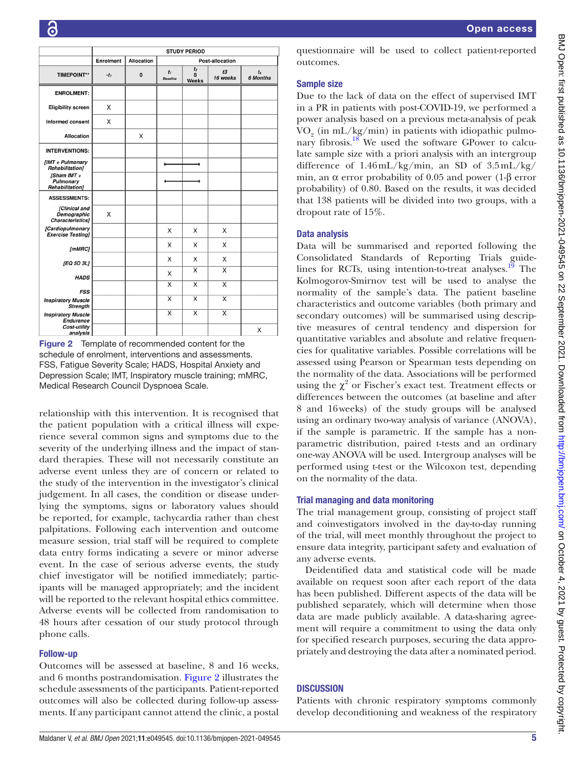| | STUDY PERIOD | | | | | |
|---|---|---|---|---|---|---|
| | Enrolment | Allocation | Post-allocation | | | |
| TIMEPOINT** | $-t_1$ | 0 | $t_1$ Baseline | $t_2$ 8 Weeks | t3 16 weeks | $t_x$ 6 Months |
| ENROLMENT: | | | | | | |
| Eligibility screen | X | | | | | |
| Informed consent | X | | | | | |
| Allocation | | X | | | | |
| INTERVENTIONS: | | | | | | |
| [IMT + Pulmonary Rehabilitation] | | | ← | → | | |
| [Sham IMT + Pulmonary Rehabilitation] | | | ← | → | | |
| ASSESSMENTS: | | | | | | |
| [Clinical and Demographic Characteristics] | X | | | | | |
| [Cardiopulmonary Exercise Testing] | | | X | X | X | |
| [mMRC] | | | X | X | X | |
| [EQ 5D 3L] | | | X | X | X | |
| HADS | | | X | X | X | |
| FSS | | | X | X | X | |
| Inspiratory Muscle Strength | | | X | X | X | |
| Inspiratory Muscle Endurance | | | X | X | X | |
| Cost-utility analysis | | | | | | X |

**Figure 2** Template of recommended content for the schedule of enrolment, interventions and assessments. FSS, Fatigue Severity Scale; HADS, Hospital Anxiety and Depression Scale; IMT, Inspiratory muscle training; mMRC, Medical Research Council Dyspnoea Scale.

relationship with this intervention. It is recognised that the patient population with a critical illness will experience several common signs and symptoms due to the severity of the underlying illness and the impact of standard therapies. These will not necessarily constitute an adverse event unless they are of concern or related to the study of the intervention in the investigator's clinical judgement. In all cases, the condition or disease underlying the symptoms, signs or laboratory values should be reported, for example, tachycardia rather than chest palpitations. Following each intervention and outcome measure session, trial staff will be required to complete data entry forms indicating a severe or minor adverse event. In the case of serious adverse events, the study chief investigator will be notified immediately; participants will be managed appropriately; and the incident will be reported to the relevant hospital ethics committee. Adverse events will be collected from randomisation to 48 hours after cessation of our study protocol through phone calls.

## Follow-up

Outcomes will be assessed at baseline, 8 and 16 weeks, and 6 months postrandomisation. Figure 2 illustrates the schedule assessments of the participants. Patient-reported outcomes will also be collected during follow-up assessments. If any participant cannot attend the clinic, a postal questionnaire will be used to collect patient-reported outcomes.

## Sample size

Due to the lack of data on the effect of supervised IMT in a PR in patients with post-COVID-19, we performed a power analysis based on a previous meta-analysis of peak $VO_2$ (in mL/kg/min) in patients with idiopathic pulmonary fibrosis.[18] We used the software GPower to calculate sample size with a priori analysis with an intergroup difference of 1.46 mL/kg/min, an SD of 3.5 mL/kg/min, an α error probability of 0.05 and power (1-β error probability) of 0.80. Based on the results, it was decided that 138 patients will be divided into two groups, with a dropout rate of 15%.

## Data analysis

Data will be summarised and reported following the Consolidated Standards of Reporting Trials guidelines for RCTs, using intention-to-treat analyses.[19] The Kolmogorov-Smirnov test will be used to analyse the normality of the sample's data. The patient baseline characteristics and outcome variables (both primary and secondary outcomes) will be summarised using descriptive measures of central tendency and dispersion for quantitative variables and absolute and relative frequencies for qualitative variables. Possible correlations will be assessed using Pearson or Spearman tests depending on the normality of the data. Associations will be performed using the $\chi^2$ or Fischer's exact test. Treatment effects or differences between the outcomes (at baseline and after 8 and 16 weeks) of the study groups will be analysed using an ordinary two-way analysis of variance (ANOVA), if the sample is parametric. If the sample has a non-parametric distribution, paired t-tests and an ordinary one-way ANOVA will be used. Intergroup analyses will be performed using t-test or the Wilcoxon test, depending on the normality of the data.

## Trial managing and data monitoring

The trial management group, consisting of project staff and coinvestigators involved in the day-to-day running of the trial, will meet monthly throughout the project to ensure data integrity, participant safety and evaluation of any adverse events.

Deidentified data and statistical code will be made available on request soon after each report of the data has been published. Different aspects of the data will be published separately, which will determine when those data are made publicly available. A data-sharing agreement will require a commitment to using the data only for specified research purposes, securing the data appropriately and destroying the data after a nominated period.

# DISCUSSION

Patients with chronic respiratory symptoms commonly develop deconditioning and weakness of the respiratory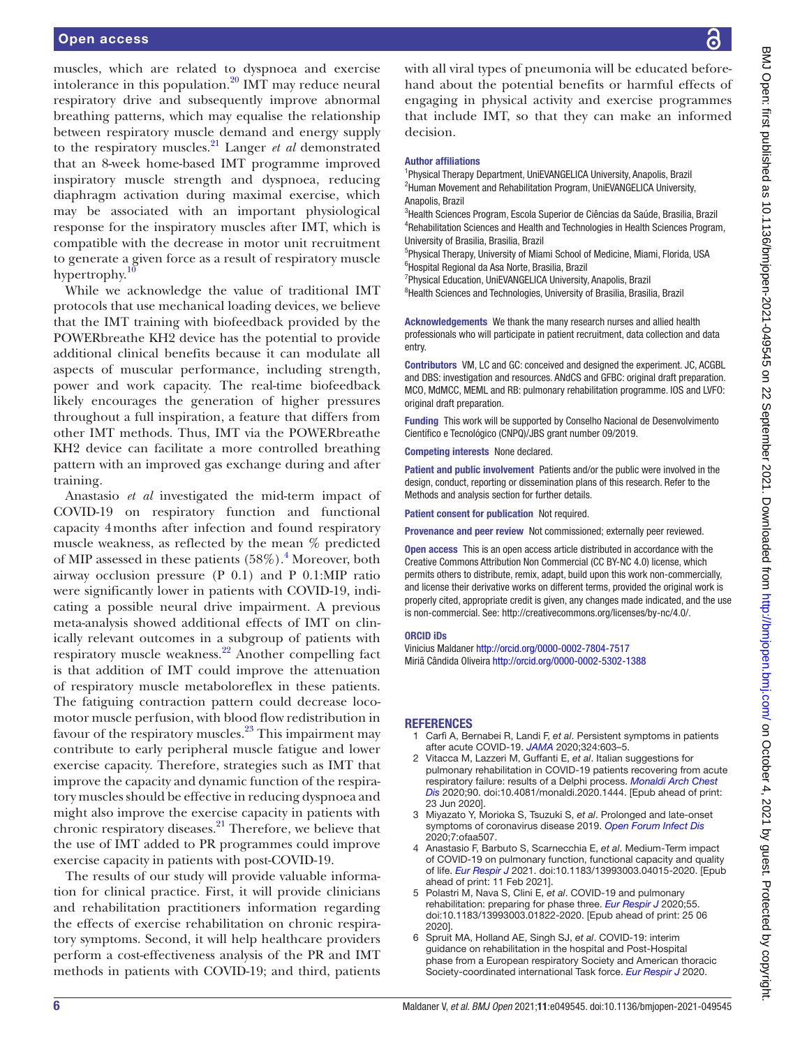muscles, which are related to dyspnoea and exercise intolerance in this population.[20] IMT may reduce neural respiratory drive and subsequently improve abnormal breathing patterns, which may equalise the relationship between respiratory muscle demand and energy supply to the respiratory muscles.[21] Langer *et al* demonstrated that an 8-week home-based IMT programme improved inspiratory muscle strength and dyspnoea, reducing diaphragm activation during maximal exercise, which may be associated with an important physiological response for the inspiratory muscles after IMT, which is compatible with the decrease in motor unit recruitment to generate a given force as a result of respiratory muscle hypertrophy.[10]

While we acknowledge the value of traditional IMT protocols that use mechanical loading devices, we believe that the IMT training with biofeedback provided by the POWERbreathe KH2 device has the potential to provide additional clinical benefits because it can modulate all aspects of muscular performance, including strength, power and work capacity. The real-time biofeedback likely encourages the generation of higher pressures throughout a full inspiration, a feature that differs from other IMT methods. Thus, IMT via the POWERbreathe KH2 device can facilitate a more controlled breathing pattern with an improved gas exchange during and after training.

Anastasio *et al* investigated the mid-term impact of COVID-19 on respiratory function and functional capacity 4 months after infection and found respiratory muscle weakness, as reflected by the mean % predicted of MIP assessed in these patients (58%).[4] Moreover, both airway occlusion pressure (P 0.1) and P 0.1:MIP ratio were significantly lower in patients with COVID-19, indicating a possible neural drive impairment. A previous meta-analysis showed additional effects of IMT on clinically relevant outcomes in a subgroup of patients with respiratory muscle weakness.[22] Another compelling fact is that addition of IMT could improve the attenuation of respiratory muscle metaboloreflex in these patients. The fatiguing contraction pattern could decrease locomotor muscle perfusion, with blood flow redistribution in favour of the respiratory muscles.[23] This impairment may contribute to early peripheral muscle fatigue and lower exercise capacity. Therefore, strategies such as IMT that improve the capacity and dynamic function of the respiratory muscles should be effective in reducing dyspnoea and might also improve the exercise capacity in patients with chronic respiratory diseases.[21] Therefore, we believe that the use of IMT added to PR programmes could improve exercise capacity in patients with post-COVID-19.

The results of our study will provide valuable information for clinical practice. First, it will provide clinicians and rehabilitation practitioners information regarding the effects of exercise rehabilitation on chronic respiratory symptoms. Second, it will help healthcare providers perform a cost-effectiveness analysis of the PR and IMT methods in patients with COVID-19; and third, patients with all viral types of pneumonia will be educated beforehand about the potential benefits or harmful effects of engaging in physical activity and exercise programmes that include IMT, so that they can make an informed decision.

**Author affiliations**

[1]Physical Therapy Department, UniEVANGELICA University, Anapolis, Brazil
[2]Human Movement and Rehabilitation Program, UniEVANGELICA University, Anapolis, Brazil
[3]Health Sciences Program, Escola Superior de Ciências da Saúde, Brasilia, Brazil
[4]Rehabilitation Sciences and Health and Technologies in Health Sciences Program, University of Brasilia, Brasilia, Brazil
[5]Physical Therapy, University of Miami School of Medicine, Miami, Florida, USA
[6]Hospital Regional da Asa Norte, Brasilia, Brazil
[7]Physical Education, UniEVANGELICA University, Anapolis, Brazil
[8]Health Sciences and Technologies, University of Brasilia, Brasilia, Brazil

**Acknowledgements** We thank the many research nurses and allied health professionals who will participate in patient recruitment, data collection and data entry.

**Contributors** VM, LC and GC: conceived and designed the experiment. JC, ACGBL and DBS: investigation and resources. ANdCS and GFBC: original draft preparation. MCO, MdMCC, MEML and RB: pulmonary rehabilitation programme. IOS and LVFO: original draft preparation.

**Funding** This work will be supported by Conselho Nacional de Desenvolvimento Científico e Tecnológico (CNPQ)/JBS grant number 09/2019.

**Competing interests** None declared.

**Patient and public involvement** Patients and/or the public were involved in the design, conduct, reporting or dissemination plans of this research. Refer to the Methods and analysis section for further details.

**Patient consent for publication** Not required.

**Provenance and peer review** Not commissioned; externally peer reviewed.

**Open access** This is an open access article distributed in accordance with the Creative Commons Attribution Non Commercial (CC BY-NC 4.0) license, which permits others to distribute, remix, adapt, build upon this work non-commercially, and license their derivative works on different terms, provided the original work is properly cited, appropriate credit is given, any changes made indicated, and the use is non-commercial. See: http://creativecommons.org/licenses/by-nc/4.0/.

**ORCID iDs**

Vinicius Maldaner http://orcid.org/0000-0002-7804-7517
Miriã Cândida Oliveira http://orcid.org/0000-0002-5302-1388

## REFERENCES

1. Carfì A, Bernabei R, Landi F, *et al*. Persistent symptoms in patients after acute COVID-19. *JAMA* 2020;324:603–5.
2. Vitacca M, Lazzeri M, Guffanti E, *et al*. Italian suggestions for pulmonary rehabilitation in COVID-19 patients recovering from acute respiratory failure: results of a Delphi process. *Monaldi Arch Chest Dis* 2020;90. doi:10.4081/monaldi.2020.1444. [Epub ahead of print: 23 Jun 2020].
3. Miyazato Y, Morioka S, Tsuzuki S, *et al*. Prolonged and late-onset symptoms of coronavirus disease 2019. *Open Forum Infect Dis* 2020;7:ofaa507.
4. Anastasio F, Barbuto S, Scarnecchia E, *et al*. Medium-Term impact of COVID-19 on pulmonary function, functional capacity and quality of life. *Eur Respir J* 2021. doi:10.1183/13993003.04015-2020. [Epub ahead of print: 11 Feb 2021].
5. Polastri M, Nava S, Clini E, *et al*. COVID-19 and pulmonary rehabilitation: preparing for phase three. *Eur Respir J* 2020;55. doi:10.1183/13993003.01822-2020. [Epub ahead of print: 25 06 2020].
6. Spruit MA, Holland AE, Singh SJ, *et al*. COVID-19: interim guidance on rehabilitation in the hospital and Post-Hospital phase from a European respiratory Society and American thoracic Society-coordinated international Task force. *Eur Respir J* 2020.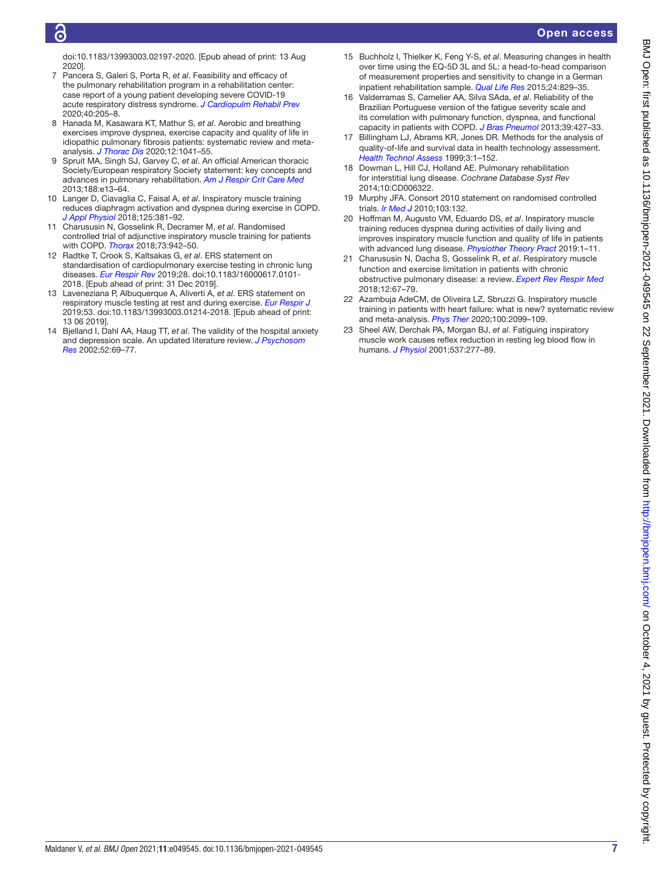doi:10.1183/13993003.02197-2020. [Epub ahead of print: 13 Aug 2020].

7. Pancera S, Galeri S, Porta R, *et al*. Feasibility and efficacy of the pulmonary rehabilitation program in a rehabilitation center: case report of a young patient developing severe COVID-19 acute respiratory distress syndrome. *J Cardiopulm Rehabil Prev* 2020;40:205–8.
8. Hanada M, Kasawara KT, Mathur S, *et al*. Aerobic and breathing exercises improve dyspnea, exercise capacity and quality of life in idiopathic pulmonary fibrosis patients: systematic review and meta-analysis. *J Thorac Dis* 2020;12:1041–55.
9. Spruit MA, Singh SJ, Garvey C, *et al*. An official American thoracic Society/European respiratory Society statement: key concepts and advances in pulmonary rehabilitation. *Am J Respir Crit Care Med* 2013;188:e13–64.
10. Langer D, Ciavaglia C, Faisal A, *et al*. Inspiratory muscle training reduces diaphragm activation and dyspnea during exercise in COPD. *J Appl Physiol* 2018;125:381–92.
11. Charususin N, Gosselink R, Decramer M, *et al*. Randomised controlled trial of adjunctive inspiratory muscle training for patients with COPD. *Thorax* 2018;73:942–50.
12. Radtke T, Crook S, Kaltsakas G, *et al*. ERS statement on standardisation of cardiopulmonary exercise testing in chronic lung diseases. *Eur Respir Rev* 2019;28. doi:10.1183/16000617.0101-2018. [Epub ahead of print: 31 Dec 2019].
13. Laveneziana P, Albuquerque A, Aliverti A, *et al*. ERS statement on respiratory muscle testing at rest and during exercise. *Eur Respir J* 2019;53. doi:10.1183/13993003.01214-2018. [Epub ahead of print: 13 06 2019].
14. Bjelland I, Dahl AA, Haug TT, *et al*. The validity of the hospital anxiety and depression scale. An updated literature review. *J Psychosom Res* 2002;52:69–77.
15. Buchholz I, Thielker K, Feng Y-S, *et al*. Measuring changes in health over time using the EQ-5D 3L and 5L: a head-to-head comparison of measurement properties and sensitivity to change in a German inpatient rehabilitation sample. *Qual Life Res* 2015;24:829–35.
16. Valderramas S, Camelier AA, Silva SAda, *et al*. Reliability of the Brazilian Portuguese version of the fatigue severity scale and its correlation with pulmonary function, dyspnea, and functional capacity in patients with COPD. *J Bras Pneumol* 2013;39:427–33.
17. Billingham LJ, Abrams KR, Jones DR. Methods for the analysis of quality-of-life and survival data in health technology assessment. *Health Technol Assess* 1999;3:1–152.
18. Dowman L, Hill CJ, Holland AE. Pulmonary rehabilitation for interstitial lung disease. *Cochrane Database Syst Rev* 2014;10:CD006322.
19. Murphy JFA. Consort 2010 statement on randomised controlled trials. *Ir Med J* 2010;103:132.
20. Hoffman M, Augusto VM, Eduardo DS, *et al*. Inspiratory muscle training reduces dyspnea during activities of daily living and improves inspiratory muscle function and quality of life in patients with advanced lung disease. *Physiother Theory Pract* 2019:1–11.
21. Charususin N, Dacha S, Gosselink R, *et al*. Respiratory muscle function and exercise limitation in patients with chronic obstructive pulmonary disease: a review. *Expert Rev Respir Med* 2018;12:67–79.
22. Azambuja AdeCM, de Oliveira LZ, Sbruzzi G. Inspiratory muscle training in patients with heart failure: what is new? systematic review and meta-analysis. *Phys Ther* 2020;100:2099–109.
23. Sheel AW, Derchak PA, Morgan BJ, *et al*. Fatiguing inspiratory muscle work causes reflex reduction in resting leg blood flow in humans. *J Physiol* 2001;537:277–89.